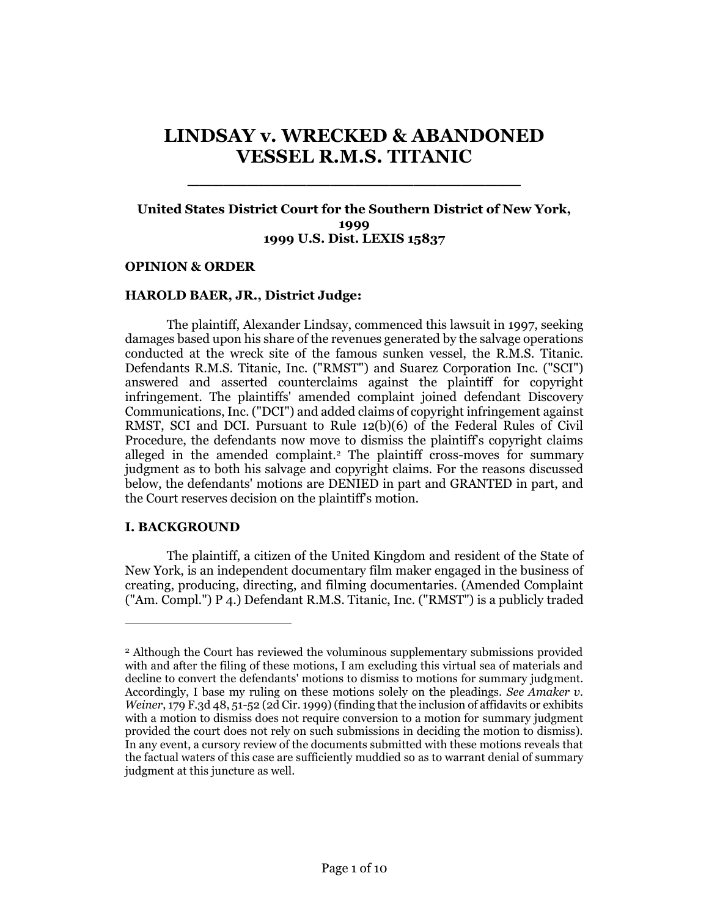# LINDSAY v. WRECKED & ABANDONED VESSEL R.M.S. TITANIC

**United States District Court for the Southern District of New York, 1999**
**1999 U.S. Dist. LEXIS 15837**

**OPINION & ORDER**

**HAROLD BAER, JR., District Judge:**

The plaintiff, Alexander Lindsay, commenced this lawsuit in 1997, seeking damages based upon his share of the revenues generated by the salvage operations conducted at the wreck site of the famous sunken vessel, the R.M.S. Titanic. Defendants R.M.S. Titanic, Inc. ("RMST") and Suarez Corporation Inc. ("SCI") answered and asserted counterclaims against the plaintiff for copyright infringement. The plaintiffs' amended complaint joined defendant Discovery Communications, Inc. ("DCI") and added claims of copyright infringement against RMST, SCI and DCI. Pursuant to Rule 12(b)(6) of the Federal Rules of Civil Procedure, the defendants now move to dismiss the plaintiff's copyright claims alleged in the amended complaint.[2] The plaintiff cross-moves for summary judgment as to both his salvage and copyright claims. For the reasons discussed below, the defendants' motions are DENIED in part and GRANTED in part, and the Court reserves decision on the plaintiff's motion.

**I. BACKGROUND**

The plaintiff, a citizen of the United Kingdom and resident of the State of New York, is an independent documentary film maker engaged in the business of creating, producing, directing, and filming documentaries. (Amended Complaint ("Am. Compl.") P 4.) Defendant R.M.S. Titanic, Inc. ("RMST") is a publicly traded

[2] Although the Court has reviewed the voluminous supplementary submissions provided with and after the filing of these motions, I am excluding this virtual sea of materials and decline to convert the defendants' motions to dismiss to motions for summary judgment. Accordingly, I base my ruling on these motions solely on the pleadings. *See Amaker v. Weiner*, 179 F.3d 48, 51-52 (2d Cir. 1999) (finding that the inclusion of affidavits or exhibits with a motion to dismiss does not require conversion to a motion for summary judgment provided the court does not rely on such submissions in deciding the motion to dismiss). In any event, a cursory review of the documents submitted with these motions reveals that the factual waters of this case are sufficiently muddied so as to warrant denial of summary judgment at this juncture as well.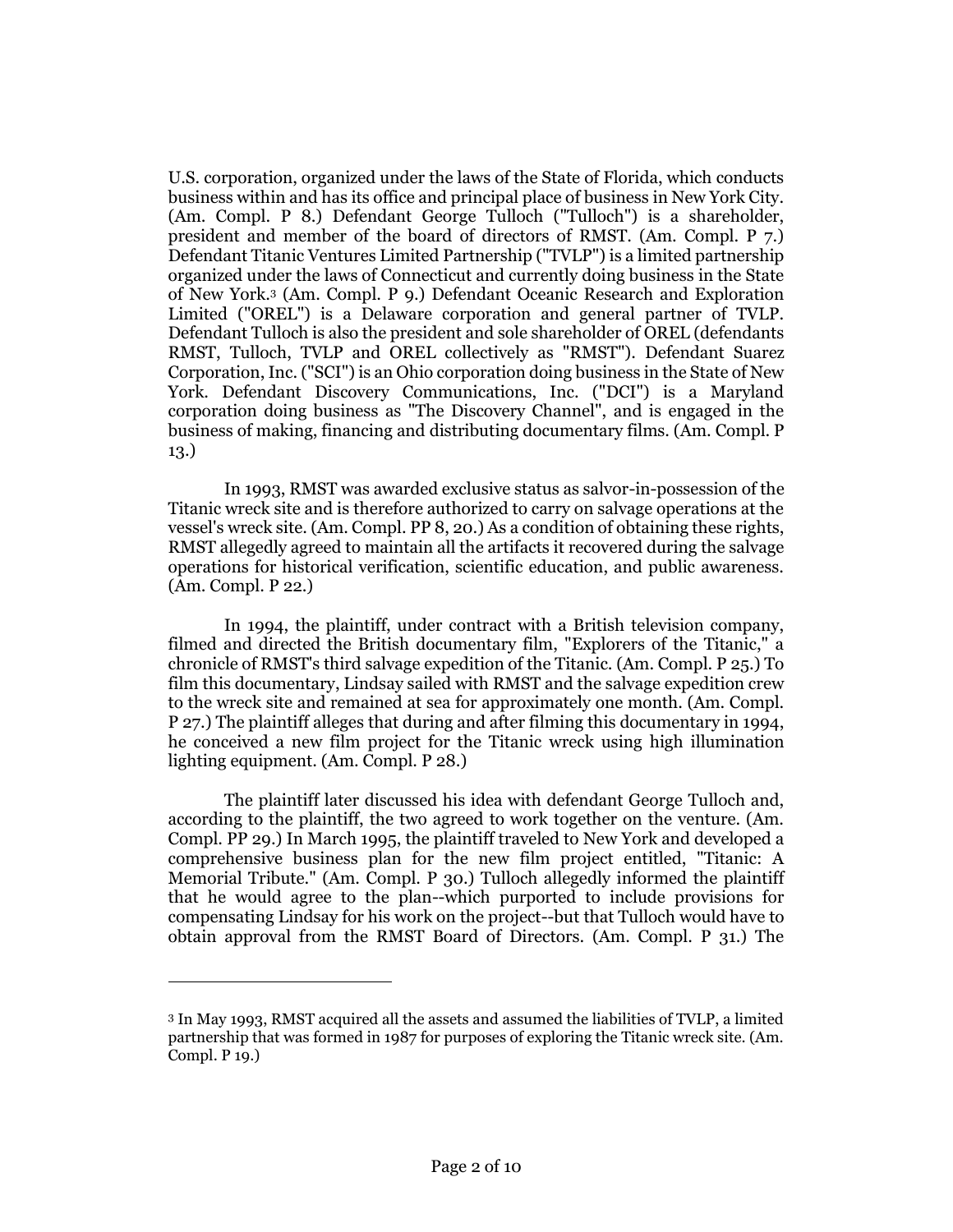U.S. corporation, organized under the laws of the State of Florida, which conducts business within and has its office and principal place of business in New York City. (Am. Compl. P 8.) Defendant George Tulloch ("Tulloch") is a shareholder, president and member of the board of directors of RMST. (Am. Compl. P 7.) Defendant Titanic Ventures Limited Partnership ("TVLP") is a limited partnership organized under the laws of Connecticut and currently doing business in the State of New York.[3] (Am. Compl. P 9.) Defendant Oceanic Research and Exploration Limited ("OREL") is a Delaware corporation and general partner of TVLP. Defendant Tulloch is also the president and sole shareholder of OREL (defendants RMST, Tulloch, TVLP and OREL collectively as "RMST"). Defendant Suarez Corporation, Inc. ("SCI") is an Ohio corporation doing business in the State of New York. Defendant Discovery Communications, Inc. ("DCI") is a Maryland corporation doing business as "The Discovery Channel", and is engaged in the business of making, financing and distributing documentary films. (Am. Compl. P 13.)

In 1993, RMST was awarded exclusive status as salvor-in-possession of the Titanic wreck site and is therefore authorized to carry on salvage operations at the vessel's wreck site. (Am. Compl. PP 8, 20.) As a condition of obtaining these rights, RMST allegedly agreed to maintain all the artifacts it recovered during the salvage operations for historical verification, scientific education, and public awareness. (Am. Compl. P 22.)

In 1994, the plaintiff, under contract with a British television company, filmed and directed the British documentary film, "Explorers of the Titanic," a chronicle of RMST's third salvage expedition of the Titanic. (Am. Compl. P 25.) To film this documentary, Lindsay sailed with RMST and the salvage expedition crew to the wreck site and remained at sea for approximately one month. (Am. Compl. P 27.) The plaintiff alleges that during and after filming this documentary in 1994, he conceived a new film project for the Titanic wreck using high illumination lighting equipment. (Am. Compl. P 28.)

The plaintiff later discussed his idea with defendant George Tulloch and, according to the plaintiff, the two agreed to work together on the venture. (Am. Compl. PP 29.) In March 1995, the plaintiff traveled to New York and developed a comprehensive business plan for the new film project entitled, "Titanic: A Memorial Tribute." (Am. Compl. P 30.) Tulloch allegedly informed the plaintiff that he would agree to the plan--which purported to include provisions for compensating Lindsay for his work on the project--but that Tulloch would have to obtain approval from the RMST Board of Directors. (Am. Compl. P 31.) The

[3] In May 1993, RMST acquired all the assets and assumed the liabilities of TVLP, a limited partnership that was formed in 1987 for purposes of exploring the Titanic wreck site. (Am. Compl. P 19.)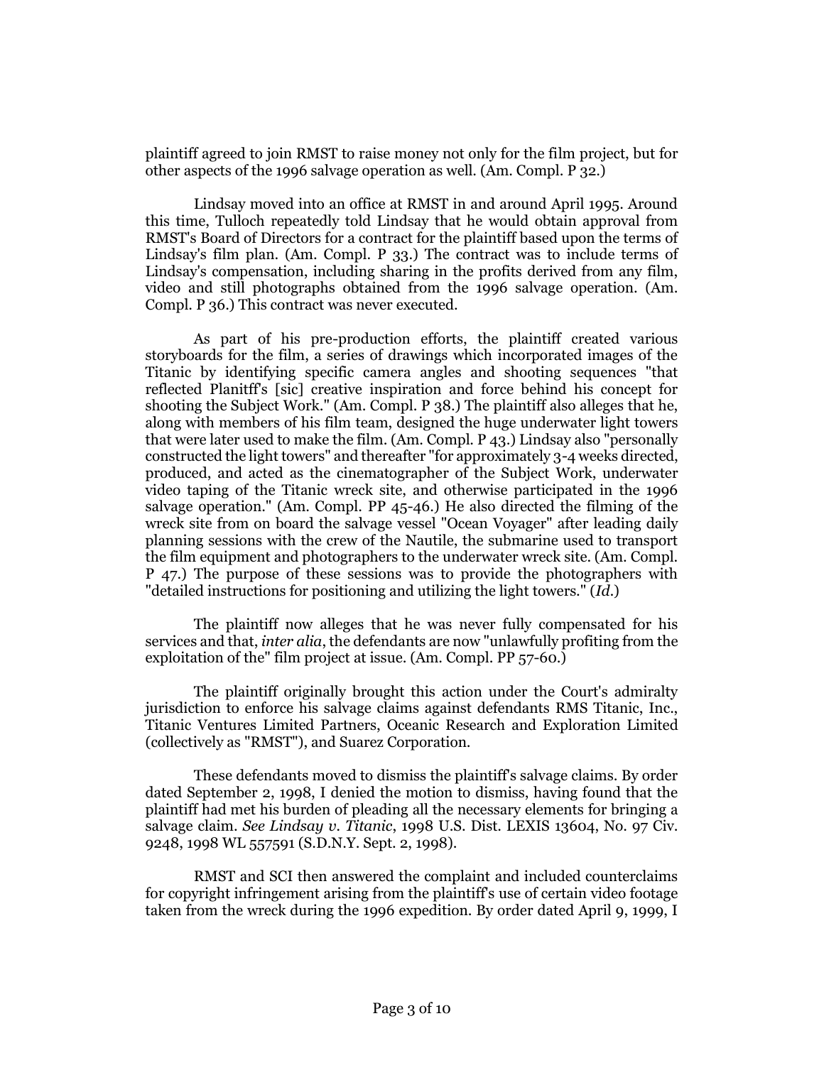plaintiff agreed to join RMST to raise money not only for the film project, but for other aspects of the 1996 salvage operation as well. (Am. Compl. P 32.)

Lindsay moved into an office at RMST in and around April 1995. Around this time, Tulloch repeatedly told Lindsay that he would obtain approval from RMST's Board of Directors for a contract for the plaintiff based upon the terms of Lindsay's film plan. (Am. Compl. P 33.) The contract was to include terms of Lindsay's compensation, including sharing in the profits derived from any film, video and still photographs obtained from the 1996 salvage operation. (Am. Compl. P 36.) This contract was never executed.

As part of his pre-production efforts, the plaintiff created various storyboards for the film, a series of drawings which incorporated images of the Titanic by identifying specific camera angles and shooting sequences "that reflected Planitff's [sic] creative inspiration and force behind his concept for shooting the Subject Work." (Am. Compl. P 38.) The plaintiff also alleges that he, along with members of his film team, designed the huge underwater light towers that were later used to make the film. (Am. Compl. P 43.) Lindsay also "personally constructed the light towers" and thereafter "for approximately 3-4 weeks directed, produced, and acted as the cinematographer of the Subject Work, underwater video taping of the Titanic wreck site, and otherwise participated in the 1996 salvage operation." (Am. Compl. PP 45-46.) He also directed the filming of the wreck site from on board the salvage vessel "Ocean Voyager" after leading daily planning sessions with the crew of the Nautile, the submarine used to transport the film equipment and photographers to the underwater wreck site. (Am. Compl. P 47.) The purpose of these sessions was to provide the photographers with "detailed instructions for positioning and utilizing the light towers." (*Id.*)

The plaintiff now alleges that he was never fully compensated for his services and that, *inter alia*, the defendants are now "unlawfully profiting from the exploitation of the" film project at issue. (Am. Compl. PP 57-60.)

The plaintiff originally brought this action under the Court's admiralty jurisdiction to enforce his salvage claims against defendants RMS Titanic, Inc., Titanic Ventures Limited Partners, Oceanic Research and Exploration Limited (collectively as "RMST"), and Suarez Corporation.

These defendants moved to dismiss the plaintiff's salvage claims. By order dated September 2, 1998, I denied the motion to dismiss, having found that the plaintiff had met his burden of pleading all the necessary elements for bringing a salvage claim. *See Lindsay v. Titanic*, 1998 U.S. Dist. LEXIS 13604, No. 97 Civ. 9248, 1998 WL 557591 (S.D.N.Y. Sept. 2, 1998).

RMST and SCI then answered the complaint and included counterclaims for copyright infringement arising from the plaintiff's use of certain video footage taken from the wreck during the 1996 expedition. By order dated April 9, 1999, I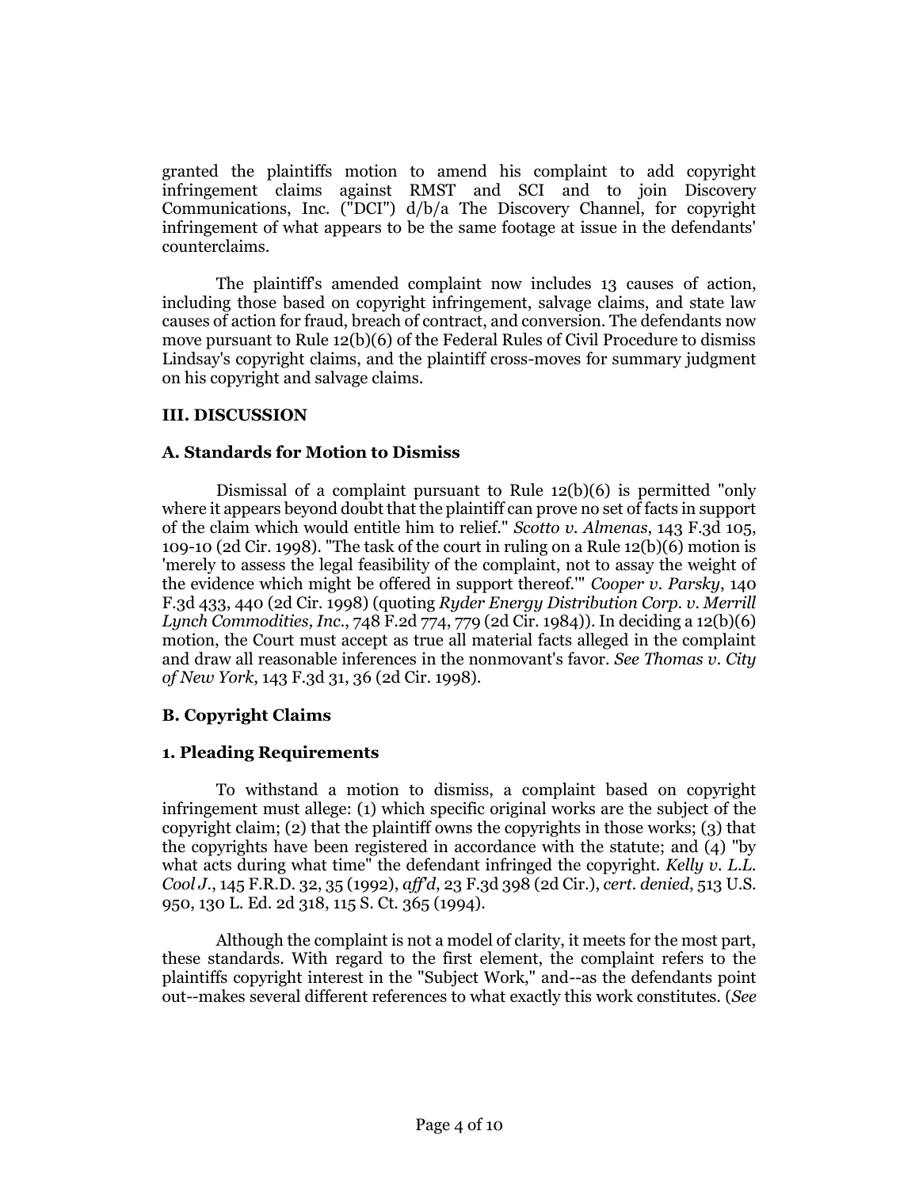granted the plaintiffs motion to amend his complaint to add copyright infringement claims against RMST and SCI and to join Discovery Communications, Inc. ("DCI") d/b/a The Discovery Channel, for copyright infringement of what appears to be the same footage at issue in the defendants' counterclaims.

The plaintiff's amended complaint now includes 13 causes of action, including those based on copyright infringement, salvage claims, and state law causes of action for fraud, breach of contract, and conversion. The defendants now move pursuant to Rule 12(b)(6) of the Federal Rules of Civil Procedure to dismiss Lindsay's copyright claims, and the plaintiff cross-moves for summary judgment on his copyright and salvage claims.

### III. DISCUSSION

### A. Standards for Motion to Dismiss

Dismissal of a complaint pursuant to Rule 12(b)(6) is permitted "only where it appears beyond doubt that the plaintiff can prove no set of facts in support of the claim which would entitle him to relief." *Scotto v. Almenas*, 143 F.3d 105, 109-10 (2d Cir. 1998). "The task of the court in ruling on a Rule 12(b)(6) motion is 'merely to assess the legal feasibility of the complaint, not to assay the weight of the evidence which might be offered in support thereof.'" *Cooper v. Parsky*, 140 F.3d 433, 440 (2d Cir. 1998) (quoting *Ryder Energy Distribution Corp. v. Merrill Lynch Commodities, Inc.*, 748 F.2d 774, 779 (2d Cir. 1984)). In deciding a 12(b)(6) motion, the Court must accept as true all material facts alleged in the complaint and draw all reasonable inferences in the nonmovant's favor. *See Thomas v. City of New York*, 143 F.3d 31, 36 (2d Cir. 1998).

### B. Copyright Claims

#### 1. Pleading Requirements

To withstand a motion to dismiss, a complaint based on copyright infringement must allege: (1) which specific original works are the subject of the copyright claim; (2) that the plaintiff owns the copyrights in those works; (3) that the copyrights have been registered in accordance with the statute; and (4) "by what acts during what time" the defendant infringed the copyright. *Kelly v. L.L. Cool J.*, 145 F.R.D. 32, 35 (1992), *aff'd*, 23 F.3d 398 (2d Cir.), *cert. denied*, 513 U.S. 950, 130 L. Ed. 2d 318, 115 S. Ct. 365 (1994).

Although the complaint is not a model of clarity, it meets for the most part, these standards. With regard to the first element, the complaint refers to the plaintiffs copyright interest in the "Subject Work," and--as the defendants point out--makes several different references to what exactly this work constitutes. (*See*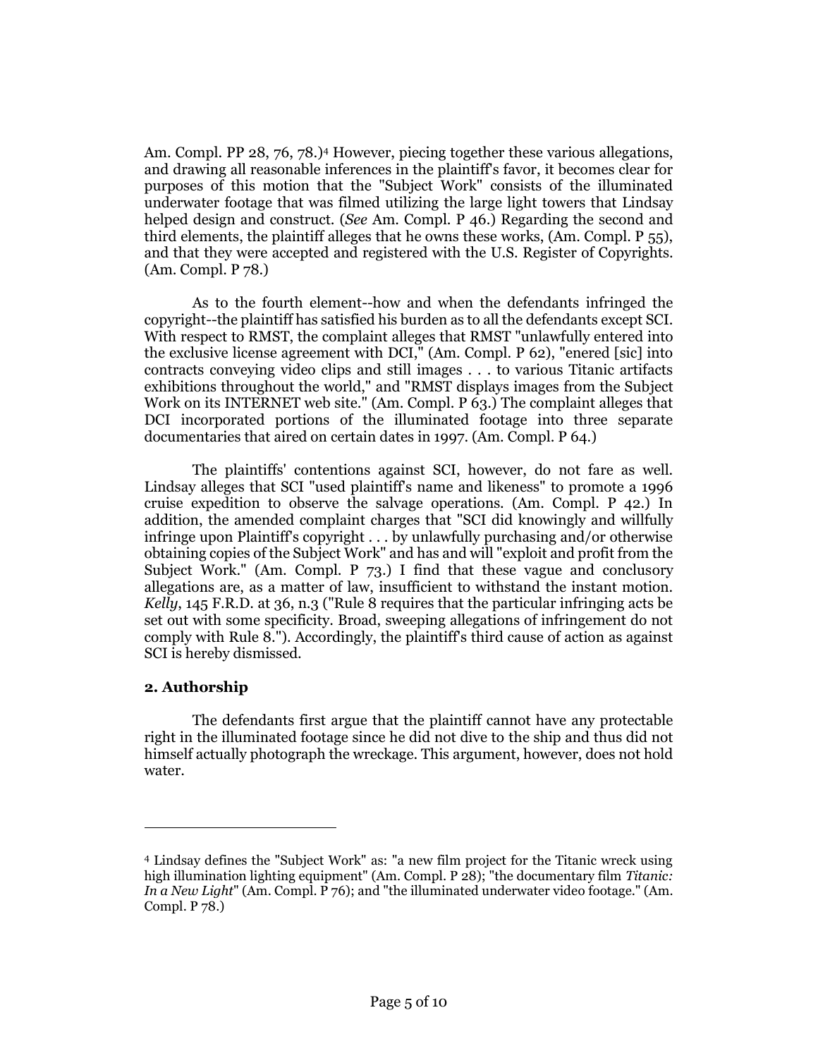Am. Compl. PP 28, 76, 78.)[4] However, piecing together these various allegations, and drawing all reasonable inferences in the plaintiff's favor, it becomes clear for purposes of this motion that the "Subject Work" consists of the illuminated underwater footage that was filmed utilizing the large light towers that Lindsay helped design and construct. (*See* Am. Compl. P 46.) Regarding the second and third elements, the plaintiff alleges that he owns these works, (Am. Compl. P 55), and that they were accepted and registered with the U.S. Register of Copyrights. (Am. Compl. P 78.)

As to the fourth element--how and when the defendants infringed the copyright--the plaintiff has satisfied his burden as to all the defendants except SCI. With respect to RMST, the complaint alleges that RMST "unlawfully entered into the exclusive license agreement with DCI," (Am. Compl. P 62), "enered [sic] into contracts conveying video clips and still images . . . to various Titanic artifacts exhibitions throughout the world," and "RMST displays images from the Subject Work on its INTERNET web site." (Am. Compl. P 63.) The complaint alleges that DCI incorporated portions of the illuminated footage into three separate documentaries that aired on certain dates in 1997. (Am. Compl. P 64.)

The plaintiffs' contentions against SCI, however, do not fare as well. Lindsay alleges that SCI "used plaintiff's name and likeness" to promote a 1996 cruise expedition to observe the salvage operations. (Am. Compl. P 42.) In addition, the amended complaint charges that "SCI did knowingly and willfully infringe upon Plaintiff's copyright . . . by unlawfully purchasing and/or otherwise obtaining copies of the Subject Work" and has and will "exploit and profit from the Subject Work." (Am. Compl. P 73.) I find that these vague and conclusory allegations are, as a matter of law, insufficient to withstand the instant motion. *Kelly*, 145 F.R.D. at 36, n.3 ("Rule 8 requires that the particular infringing acts be set out with some specificity. Broad, sweeping allegations of infringement do not comply with Rule 8."). Accordingly, the plaintiff's third cause of action as against SCI is hereby dismissed.

### 2. Authorship

The defendants first argue that the plaintiff cannot have any protectable right in the illuminated footage since he did not dive to the ship and thus did not himself actually photograph the wreckage. This argument, however, does not hold water.

---

[4] Lindsay defines the "Subject Work" as: "a new film project for the Titanic wreck using high illumination lighting equipment" (Am. Compl. P 28); "the documentary film *Titanic: In a New Light*" (Am. Compl. P 76); and "the illuminated underwater video footage." (Am. Compl. P 78.)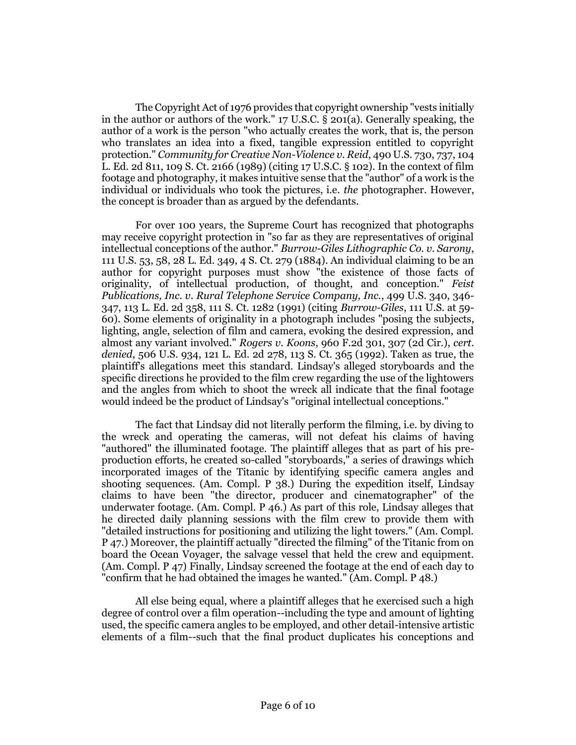The Copyright Act of 1976 provides that copyright ownership "vests initially in the author or authors of the work." 17 U.S.C. § 201(a). Generally speaking, the author of a work is the person "who actually creates the work, that is, the person who translates an idea into a fixed, tangible expression entitled to copyright protection." *Community for Creative Non-Violence v. Reid*, 490 U.S. 730, 737, 104 L. Ed. 2d 811, 109 S. Ct. 2166 (1989) (citing 17 U.S.C. § 102). In the context of film footage and photography, it makes intuitive sense that the "author" of a work is the individual or individuals who took the pictures, i.e. *the* photographer. However, the concept is broader than as argued by the defendants.

For over 100 years, the Supreme Court has recognized that photographs may receive copyright protection in "so far as they are representatives of original intellectual conceptions of the author." *Burrow-Giles Lithographic Co. v. Sarony*, 111 U.S. 53, 58, 28 L. Ed. 349, 4 S. Ct. 279 (1884). An individual claiming to be an author for copyright purposes must show "the existence of those facts of originality, of intellectual production, of thought, and conception." *Feist Publications, Inc. v. Rural Telephone Service Company, Inc.*, 499 U.S. 340, 346-347, 113 L. Ed. 2d 358, 111 S. Ct. 1282 (1991) (citing *Burrow-Giles*, 111 U.S. at 59-60). Some elements of originality in a photograph includes "posing the subjects, lighting, angle, selection of film and camera, evoking the desired expression, and almost any variant involved." *Rogers v. Koons*, 960 F.2d 301, 307 (2d Cir.), *cert. denied*, 506 U.S. 934, 121 L. Ed. 2d 278, 113 S. Ct. 365 (1992). Taken as true, the plaintiff's allegations meet this standard. Lindsay's alleged storyboards and the specific directions he provided to the film crew regarding the use of the lightowers and the angles from which to shoot the wreck all indicate that the final footage would indeed be the product of Lindsay's "original intellectual conceptions."

The fact that Lindsay did not literally perform the filming, i.e. by diving to the wreck and operating the cameras, will not defeat his claims of having "authored" the illuminated footage. The plaintiff alleges that as part of his pre-production efforts, he created so-called "storyboards," a series of drawings which incorporated images of the Titanic by identifying specific camera angles and shooting sequences. (Am. Compl. P 38.) During the expedition itself, Lindsay claims to have been "the director, producer and cinematographer" of the underwater footage. (Am. Compl. P 46.) As part of this role, Lindsay alleges that he directed daily planning sessions with the film crew to provide them with "detailed instructions for positioning and utilizing the light towers." (Am. Compl. P 47.) Moreover, the plaintiff actually "directed the filming" of the Titanic from on board the Ocean Voyager, the salvage vessel that held the crew and equipment. (Am. Compl. P 47) Finally, Lindsay screened the footage at the end of each day to "confirm that he had obtained the images he wanted." (Am. Compl. P 48.)

All else being equal, where a plaintiff alleges that he exercised such a high degree of control over a film operation--including the type and amount of lighting used, the specific camera angles to be employed, and other detail-intensive artistic elements of a film--such that the final product duplicates his conceptions and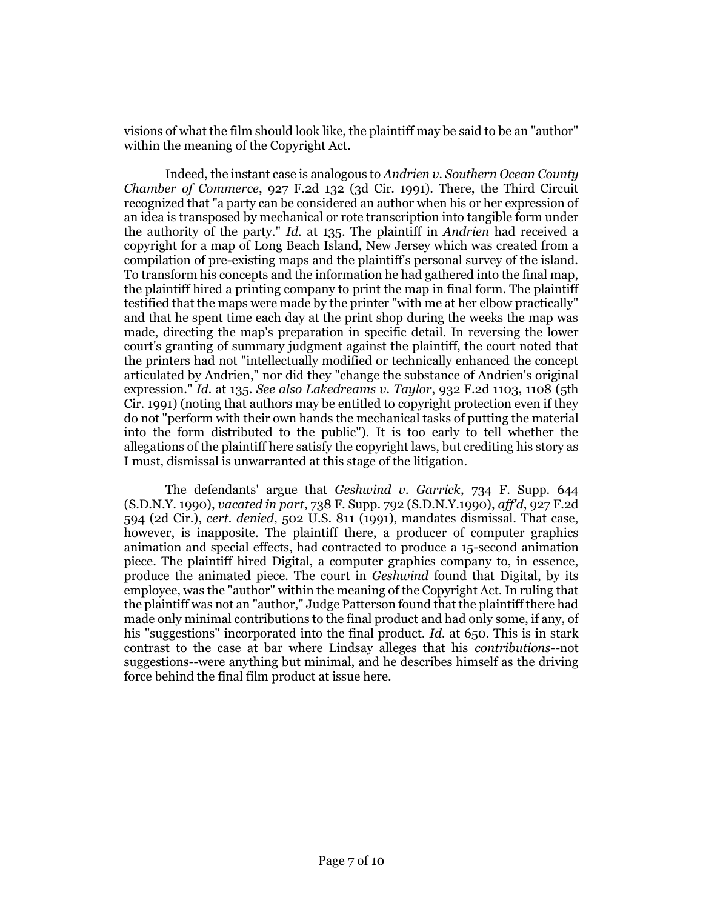visions of what the film should look like, the plaintiff may be said to be an "author" within the meaning of the Copyright Act.

Indeed, the instant case is analogous to *Andrien v. Southern Ocean County Chamber of Commerce*, 927 F.2d 132 (3d Cir. 1991). There, the Third Circuit recognized that "a party can be considered an author when his or her expression of an idea is transposed by mechanical or rote transcription into tangible form under the authority of the party." *Id.* at 135. The plaintiff in *Andrien* had received a copyright for a map of Long Beach Island, New Jersey which was created from a compilation of pre-existing maps and the plaintiff's personal survey of the island. To transform his concepts and the information he had gathered into the final map, the plaintiff hired a printing company to print the map in final form. The plaintiff testified that the maps were made by the printer "with me at her elbow practically" and that he spent time each day at the print shop during the weeks the map was made, directing the map's preparation in specific detail. In reversing the lower court's granting of summary judgment against the plaintiff, the court noted that the printers had not "intellectually modified or technically enhanced the concept articulated by Andrien," nor did they "change the substance of Andrien's original expression." *Id.* at 135. *See also Lakedreams v. Taylor*, 932 F.2d 1103, 1108 (5th Cir. 1991) (noting that authors may be entitled to copyright protection even if they do not "perform with their own hands the mechanical tasks of putting the material into the form distributed to the public"). It is too early to tell whether the allegations of the plaintiff here satisfy the copyright laws, but crediting his story as I must, dismissal is unwarranted at this stage of the litigation.

The defendants' argue that *Geshwind v. Garrick*, 734 F. Supp. 644 (S.D.N.Y. 1990), *vacated in part*, 738 F. Supp. 792 (S.D.N.Y.1990), *aff'd*, 927 F.2d 594 (2d Cir.), *cert. denied*, 502 U.S. 811 (1991), mandates dismissal. That case, however, is inapposite. The plaintiff there, a producer of computer graphics animation and special effects, had contracted to produce a 15-second animation piece. The plaintiff hired Digital, a computer graphics company to, in essence, produce the animated piece. The court in *Geshwind* found that Digital, by its employee, was the "author" within the meaning of the Copyright Act. In ruling that the plaintiff was not an "author," Judge Patterson found that the plaintiff there had made only minimal contributions to the final product and had only some, if any, of his "suggestions" incorporated into the final product. *Id.* at 650. This is in stark contrast to the case at bar where Lindsay alleges that his *contributions*--not suggestions--were anything but minimal, and he describes himself as the driving force behind the final film product at issue here.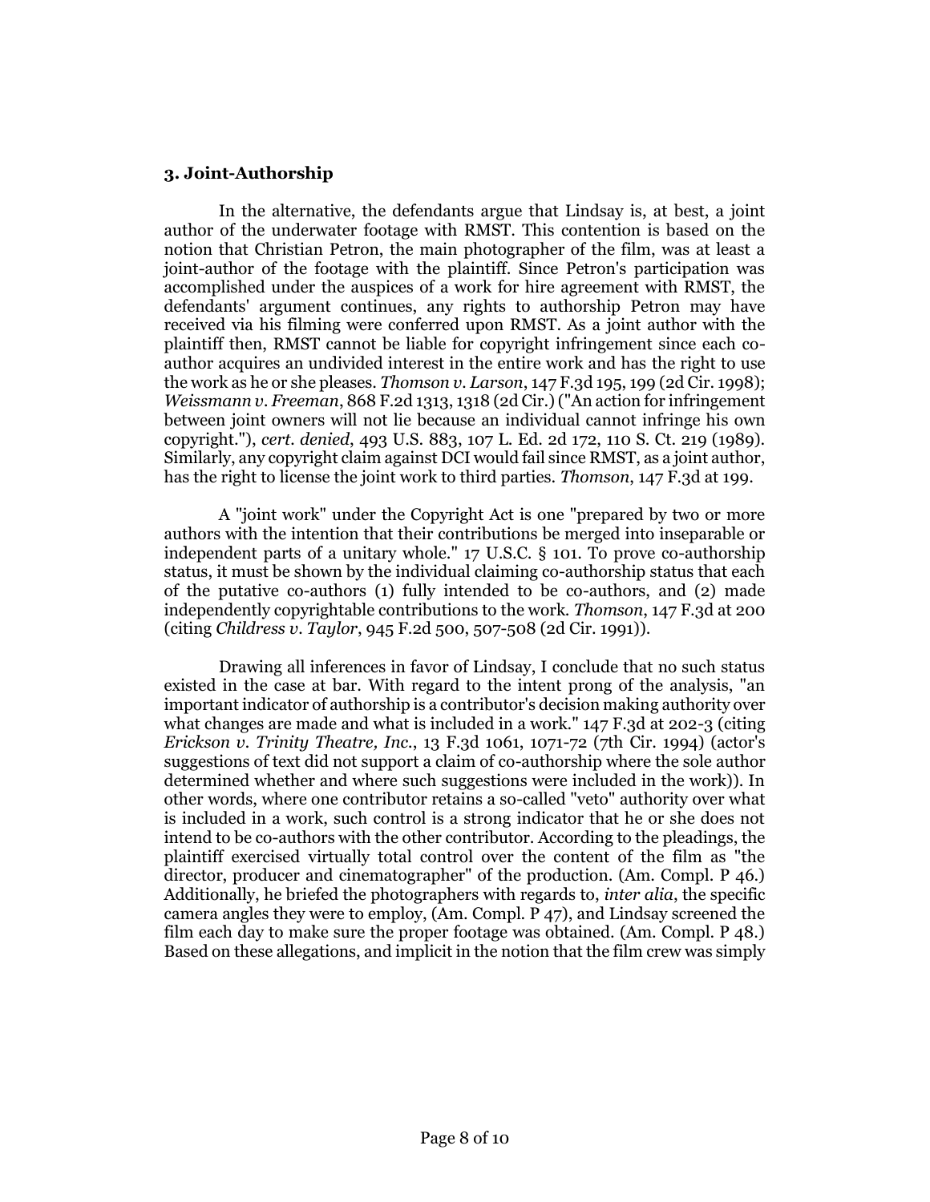### 3. Joint-Authorship

In the alternative, the defendants argue that Lindsay is, at best, a joint author of the underwater footage with RMST. This contention is based on the notion that Christian Petron, the main photographer of the film, was at least a joint-author of the footage with the plaintiff. Since Petron's participation was accomplished under the auspices of a work for hire agreement with RMST, the defendants' argument continues, any rights to authorship Petron may have received via his filming were conferred upon RMST. As a joint author with the plaintiff then, RMST cannot be liable for copyright infringement since each co-author acquires an undivided interest in the entire work and has the right to use the work as he or she pleases. *Thomson v. Larson*, 147 F.3d 195, 199 (2d Cir. 1998); *Weissmann v. Freeman*, 868 F.2d 1313, 1318 (2d Cir.) ("An action for infringement between joint owners will not lie because an individual cannot infringe his own copyright."), *cert. denied*, 493 U.S. 883, 107 L. Ed. 2d 172, 110 S. Ct. 219 (1989). Similarly, any copyright claim against DCI would fail since RMST, as a joint author, has the right to license the joint work to third parties. *Thomson*, 147 F.3d at 199.

A "joint work" under the Copyright Act is one "prepared by two or more authors with the intention that their contributions be merged into inseparable or independent parts of a unitary whole." 17 U.S.C. § 101. To prove co-authorship status, it must be shown by the individual claiming co-authorship status that each of the putative co-authors (1) fully intended to be co-authors, and (2) made independently copyrightable contributions to the work. *Thomson*, 147 F.3d at 200 (citing *Childress v. Taylor*, 945 F.2d 500, 507-508 (2d Cir. 1991)).

Drawing all inferences in favor of Lindsay, I conclude that no such status existed in the case at bar. With regard to the intent prong of the analysis, "an important indicator of authorship is a contributor's decision making authority over what changes are made and what is included in a work." 147 F.3d at 202-3 (citing *Erickson v. Trinity Theatre, Inc.*, 13 F.3d 1061, 1071-72 (7th Cir. 1994) (actor's suggestions of text did not support a claim of co-authorship where the sole author determined whether and where such suggestions were included in the work)). In other words, where one contributor retains a so-called "veto" authority over what is included in a work, such control is a strong indicator that he or she does not intend to be co-authors with the other contributor. According to the pleadings, the plaintiff exercised virtually total control over the content of the film as "the director, producer and cinematographer" of the production. (Am. Compl. P 46.) Additionally, he briefed the photographers with regards to, *inter alia*, the specific camera angles they were to employ, (Am. Compl. P 47), and Lindsay screened the film each day to make sure the proper footage was obtained. (Am. Compl. P 48.) Based on these allegations, and implicit in the notion that the film crew was simply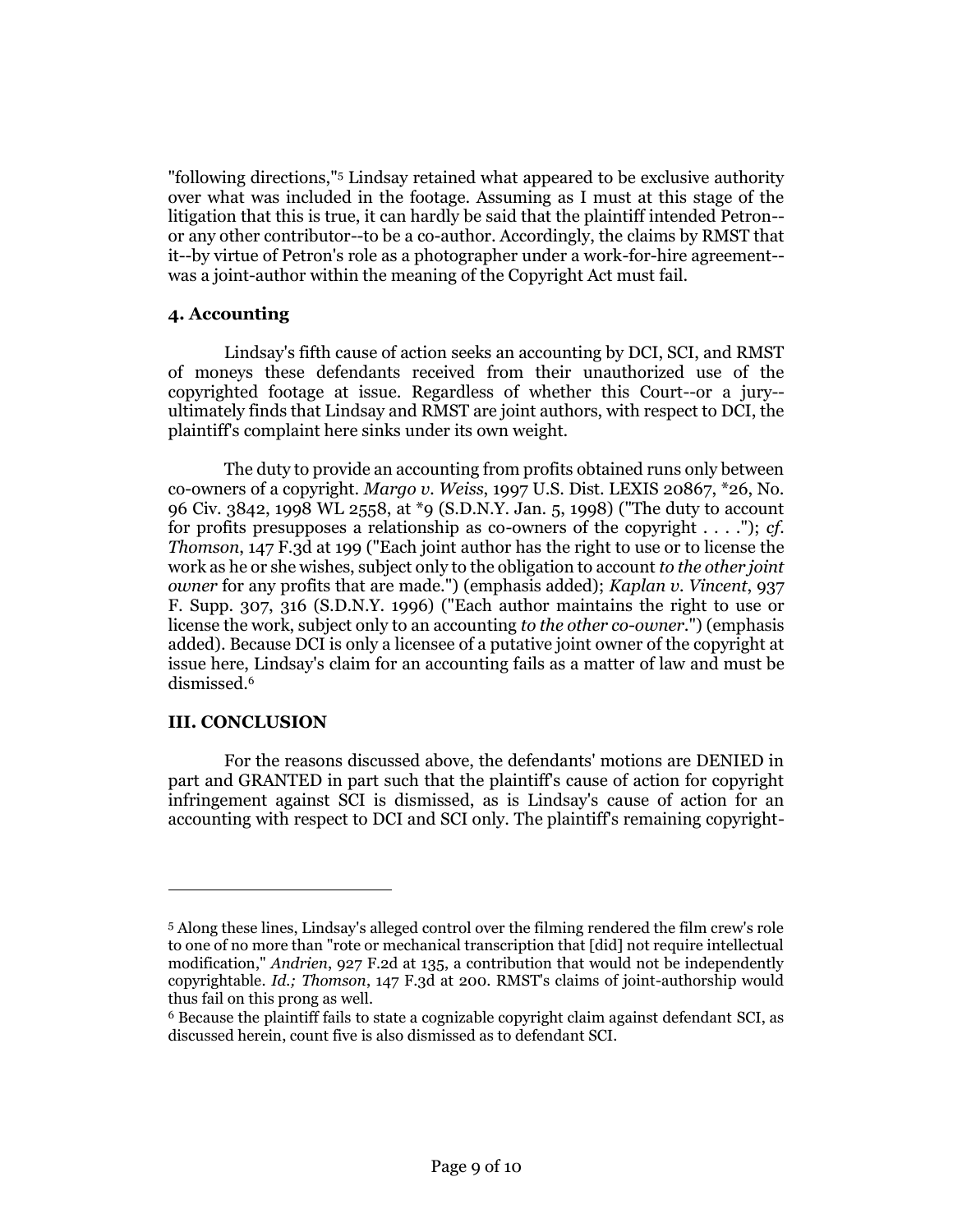"following directions,"[5] Lindsay retained what appeared to be exclusive authority over what was included in the footage. Assuming as I must at this stage of the litigation that this is true, it can hardly be said that the plaintiff intended Petron--or any other contributor--to be a co-author. Accordingly, the claims by RMST that it--by virtue of Petron's role as a photographer under a work-for-hire agreement--was a joint-author within the meaning of the Copyright Act must fail.

### 4. Accounting

Lindsay's fifth cause of action seeks an accounting by DCI, SCI, and RMST of moneys these defendants received from their unauthorized use of the copyrighted footage at issue. Regardless of whether this Court--or a jury--ultimately finds that Lindsay and RMST are joint authors, with respect to DCI, the plaintiff's complaint here sinks under its own weight.

The duty to provide an accounting from profits obtained runs only between co-owners of a copyright. *Margo v. Weiss*, 1997 U.S. Dist. LEXIS 20867, *26, No. 96 Civ. 3842, 1998 WL 2558, at *9 (S.D.N.Y. Jan. 5, 1998) ("The duty to account for profits presupposes a relationship as co-owners of the copyright . . . ."); *cf. Thomson*, 147 F.3d at 199 ("Each joint author has the right to use or to license the work as he or she wishes, subject only to the obligation to account *to the other joint owner* for any profits that are made.") (emphasis added); *Kaplan v. Vincent*, 937 F. Supp. 307, 316 (S.D.N.Y. 1996) ("Each author maintains the right to use or license the work, subject only to an accounting *to the other co-owner*.") (emphasis added). Because DCI is only a licensee of a putative joint owner of the copyright at issue here, Lindsay's claim for an accounting fails as a matter of law and must be dismissed.[6]

## III. CONCLUSION

For the reasons discussed above, the defendants' motions are DENIED in part and GRANTED in part such that the plaintiff's cause of action for copyright infringement against SCI is dismissed, as is Lindsay's cause of action for an accounting with respect to DCI and SCI only. The plaintiff's remaining copyright-

---

[5] Along these lines, Lindsay's alleged control over the filming rendered the film crew's role to one of no more than "rote or mechanical transcription that [did] not require intellectual modification," *Andrien*, 927 F.2d at 135, a contribution that would not be independently copyrightable. *Id.; Thomson*, 147 F.3d at 200. RMST's claims of joint-authorship would thus fail on this prong as well.

[6] Because the plaintiff fails to state a cognizable copyright claim against defendant SCI, as discussed herein, count five is also dismissed as to defendant SCI.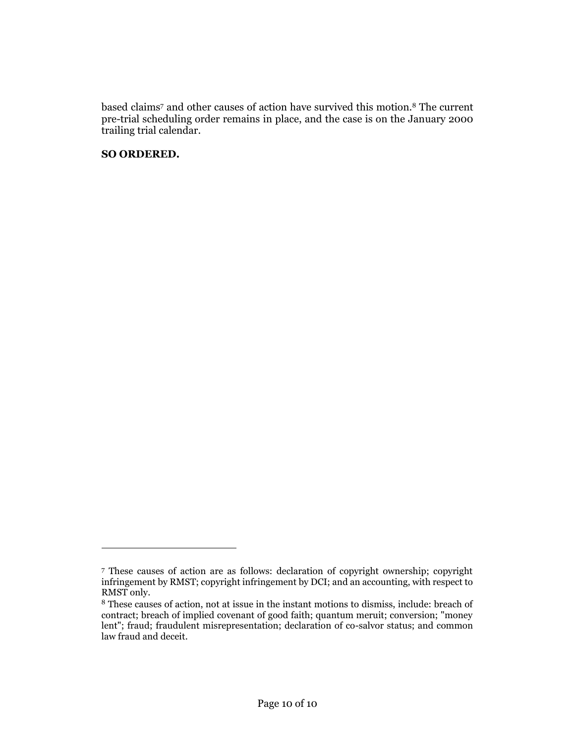based claims[7] and other causes of action have survived this motion.[8] The current pre-trial scheduling order remains in place, and the case is on the January 2000 trailing trial calendar.

**SO ORDERED.**

---

[7] These causes of action are as follows: declaration of copyright ownership; copyright infringement by RMST; copyright infringement by DCI; and an accounting, with respect to RMST only.

[8] These causes of action, not at issue in the instant motions to dismiss, include: breach of contract; breach of implied covenant of good faith; quantum meruit; conversion; "money lent"; fraud; fraudulent misrepresentation; declaration of co-salvor status; and common law fraud and deceit.